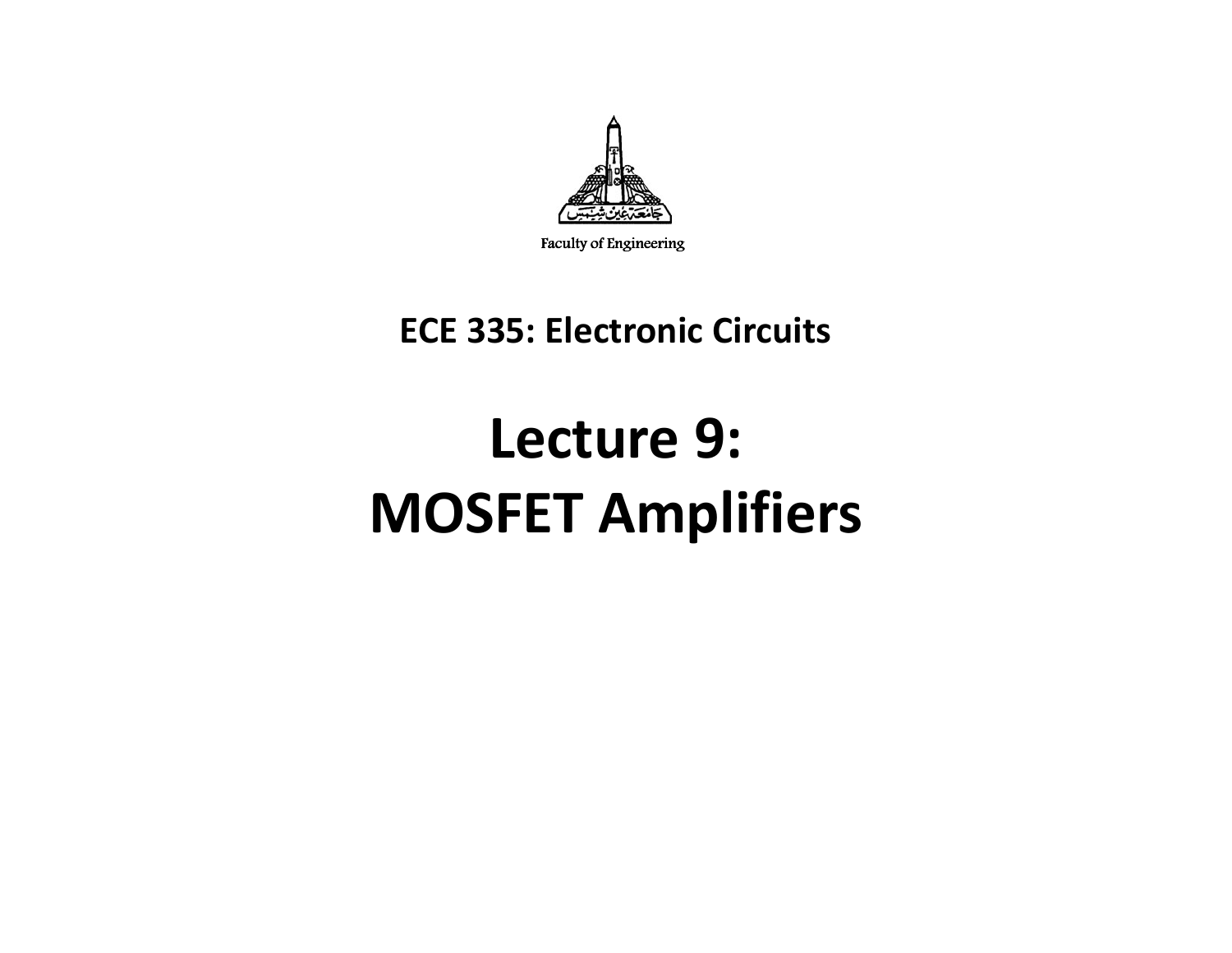Faculty of Engineering

## ECE 335: Electronic Circuits

# Lecture 9: MOSFET Amplifiers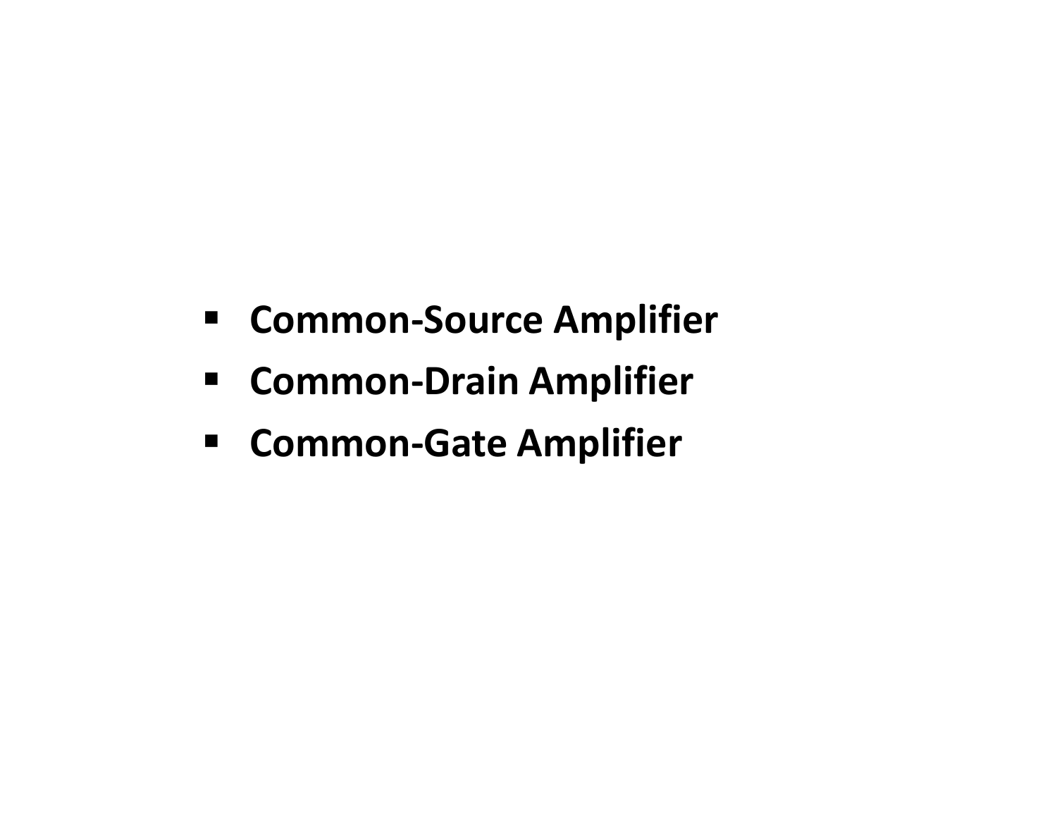- **Common-Source Amplifier**
- **Common-Drain Amplifier**
- **Common-Gate Amplifier**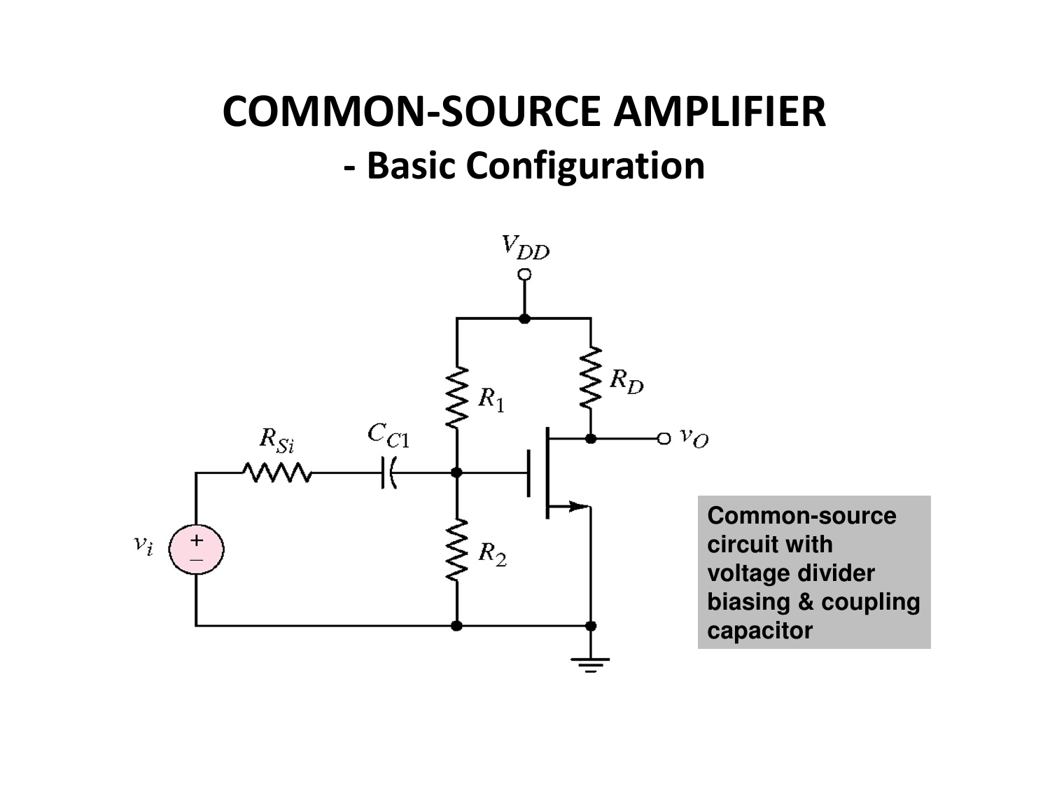# COMMON-SOURCE AMPLIFIER

## - Basic Configuration

**Common-source circuit with voltage divider biasing & coupling capacitor**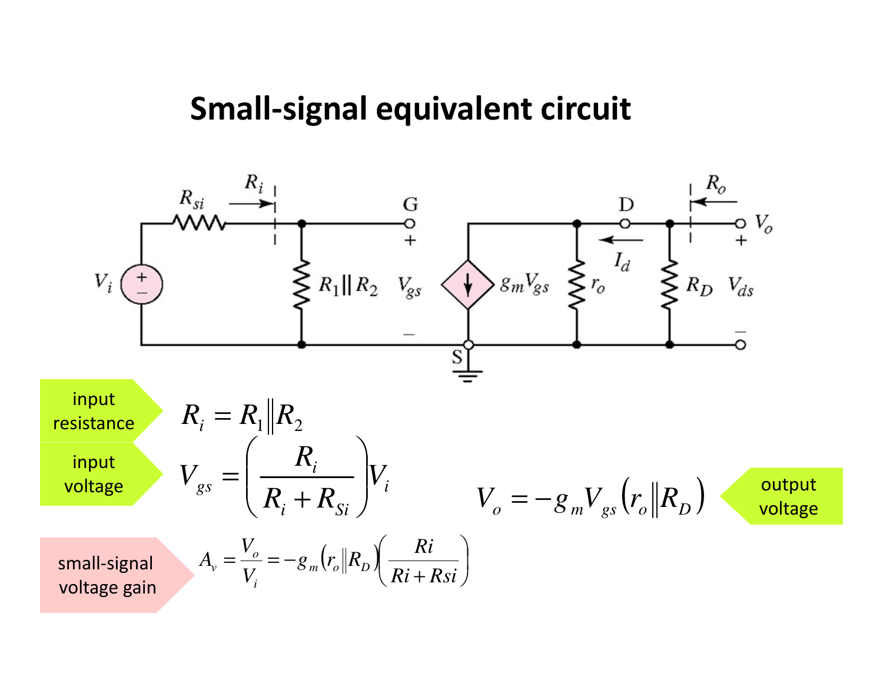# Small-signal equivalent circuit

**input resistance**

$$R_i = R_1 \| R_2$$

**input voltage**

$$V_{gs} = \left(\frac{R_i}{R_i + R_{Si}}\right) V_i$$

**output voltage**

$$V_o = -g_m V_{gs} \left(r_o \| R_D\right)$$

**small-signal voltage gain**

$$A_v = \frac{V_o}{V_i} = -g_m \left(r_o \| R_D\right) \left(\frac{Ri}{Ri + Rsi}\right)$$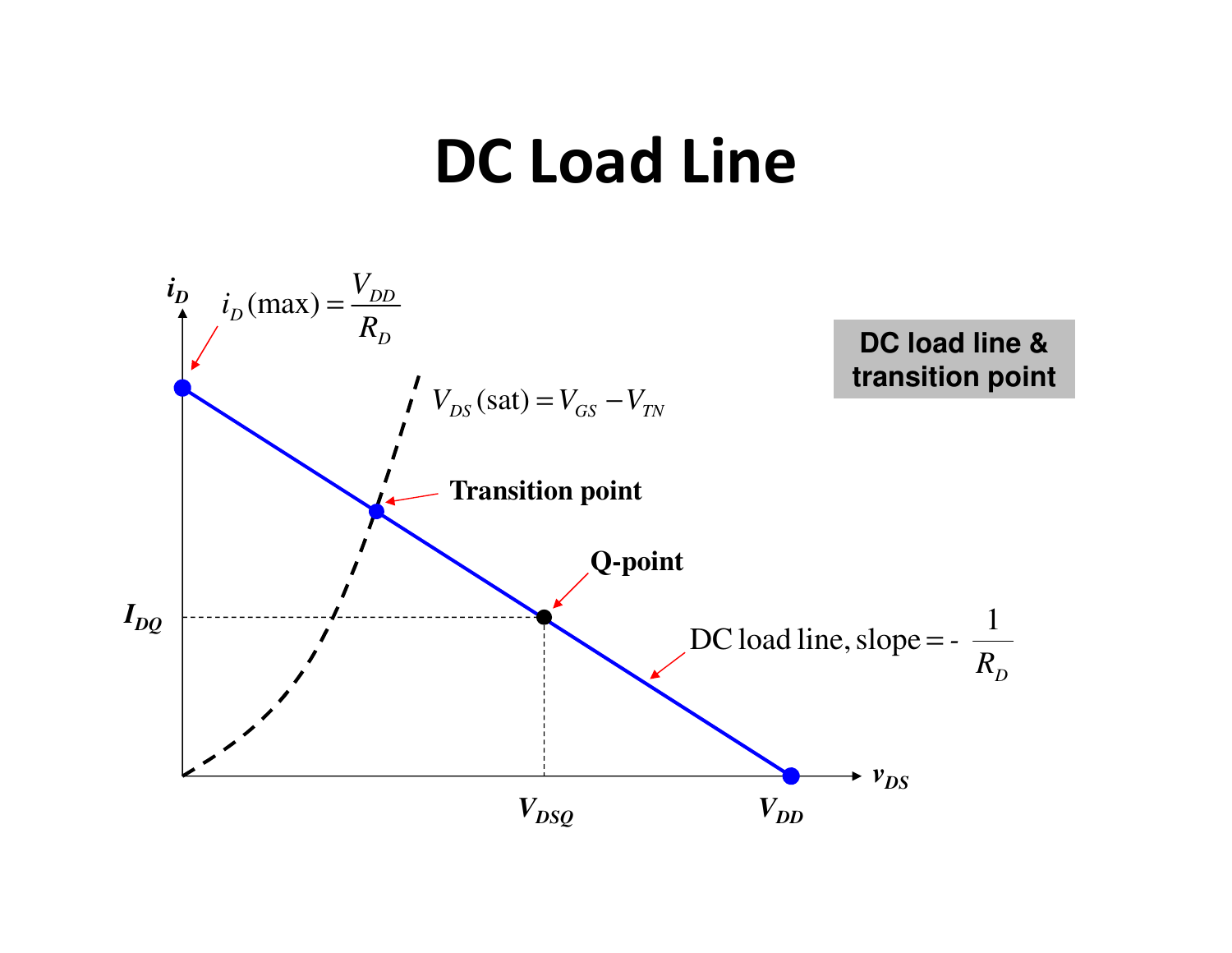# DC Load Line

DC load line & transition point

$i_D$

$i_D(\text{max}) = \dfrac{V_{DD}}{R_D}$

$V_{DS}(\text{sat}) = V_{GS} - V_{TN}$

**Transition point**

**Q-point**

$I_{DQ}$

DC load line, slope = $-\dfrac{1}{R_D}$

$V_{DSQ}$

$V_{DD}$

$v_{DS}$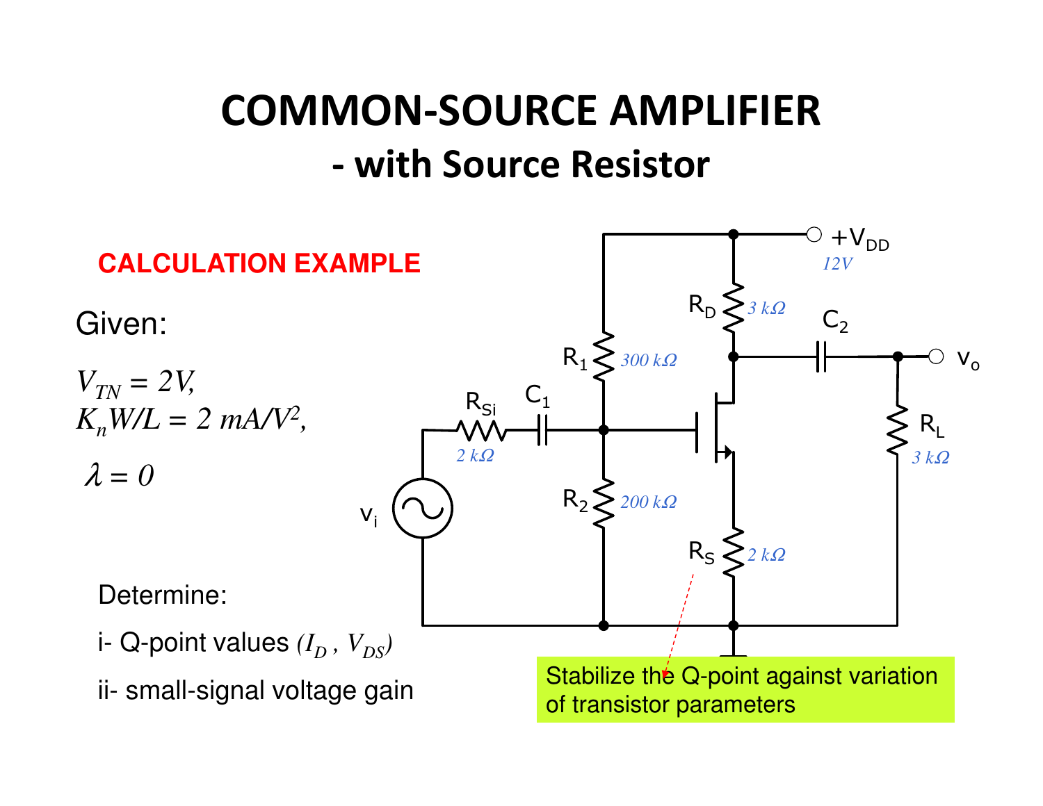# COMMON-SOURCE AMPLIFIER

## - with Source Resistor

**CALCULATION EXAMPLE**

Given:

$V_{TN} = 2V,$

$K_n W/L = 2\ mA/V^2,$

$\lambda = 0$

Determine:

i- Q-point values $(I_D , V_{DS})$

ii- small-signal voltage gain

+$V_{DD}$ 12V

$R_D$ 3 kΩ

$C_2$

$v_o$

$R_1$ 300 kΩ

$R_{Si}$ 2 kΩ

$C_1$

$R_L$ 3 kΩ

$R_2$ 200 kΩ

$v_i$

$R_S$ 2 kΩ

Stabilize the Q-point against variation of transistor parameters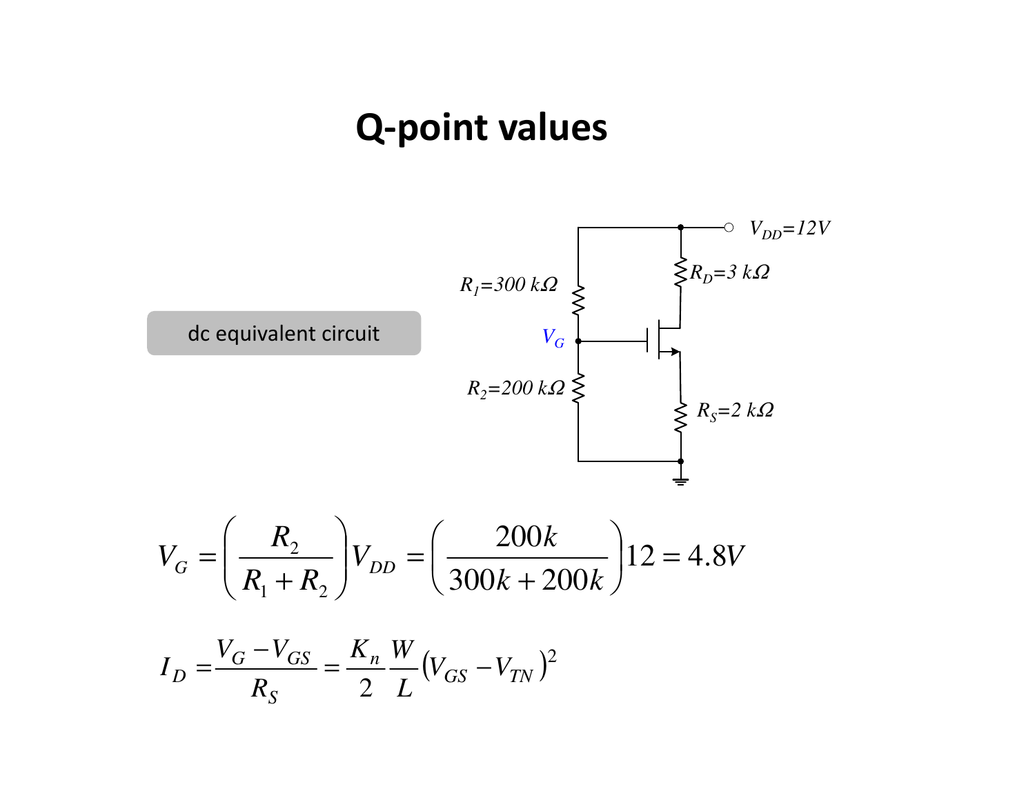# Q-point values

dc equivalent circuit

$V_{DD}=12V$

$R_1=300\ k\Omega$

$R_D=3\ k\Omega$

$V_G$

$R_2=200\ k\Omega$

$R_S=2\ k\Omega$

$$V_G = \left(\frac{R_2}{R_1+R_2}\right)V_{DD} = \left(\frac{200k}{300k+200k}\right)12 = 4.8V$$

$$I_D = \frac{V_G - V_{GS}}{R_S} = \frac{K_n}{2}\frac{W}{L}\left(V_{GS}-V_{TN}\right)^2$$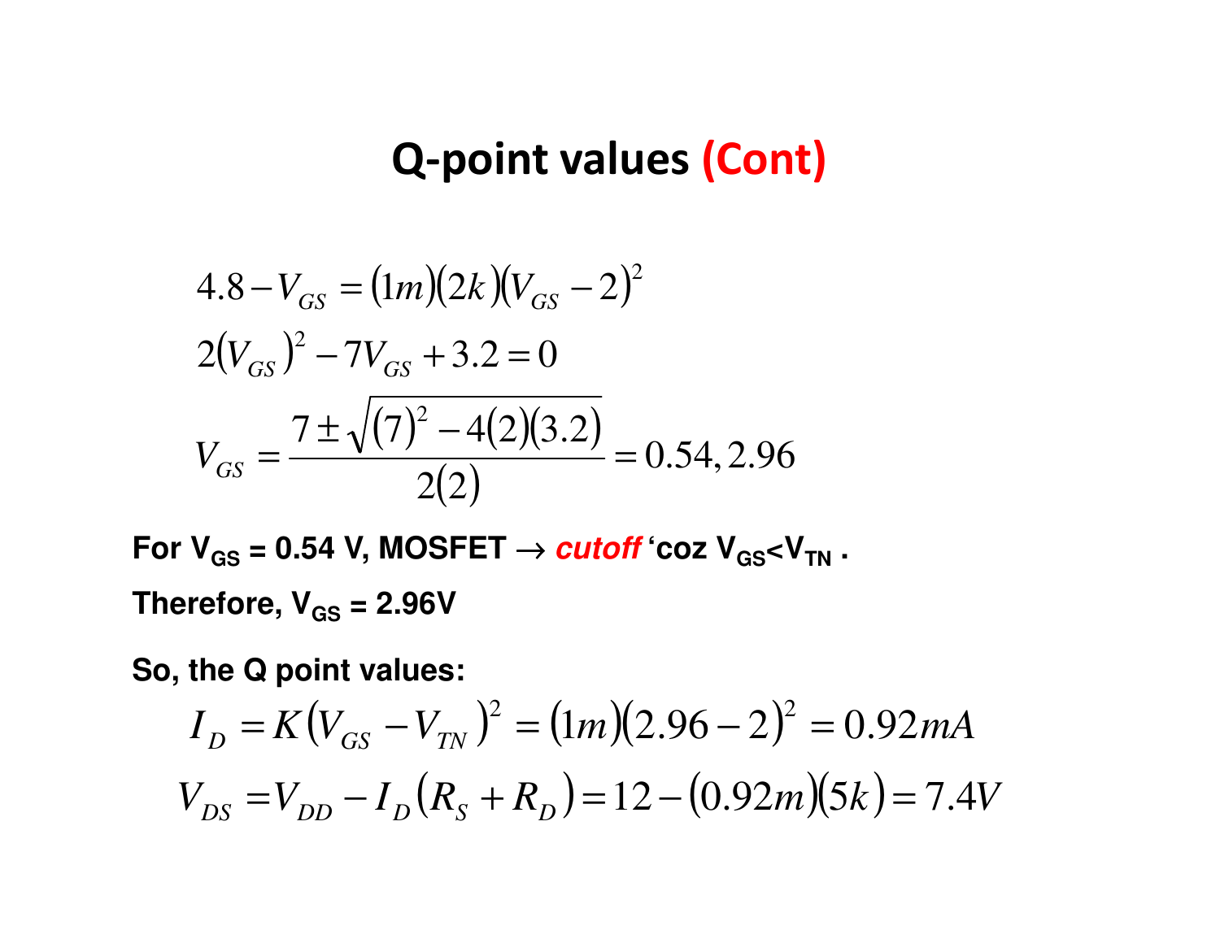# Q-point values (Cont)

$$4.8 - V_{GS} = (1m)(2k)(V_{GS} - 2)^2$$

$$2(V_{GS})^2 - 7V_{GS} + 3.2 = 0$$

$$V_{GS} = \frac{7 \pm \sqrt{(7)^2 - 4(2)(3.2)}}{2(2)} = 0.54, 2.96$$

**For $V_{GS}$ = 0.54 V, MOSFET → *cutoff* 'coz $V_{GS}$<$V_{TN}$ .**

**Therefore, $V_{GS}$ = 2.96V**

**So, the Q point values:**

$$I_D = K(V_{GS} - V_{TN})^2 = (1m)(2.96 - 2)^2 = 0.92mA$$

$$V_{DS} = V_{DD} - I_D(R_S + R_D) = 12 - (0.92m)(5k) = 7.4V$$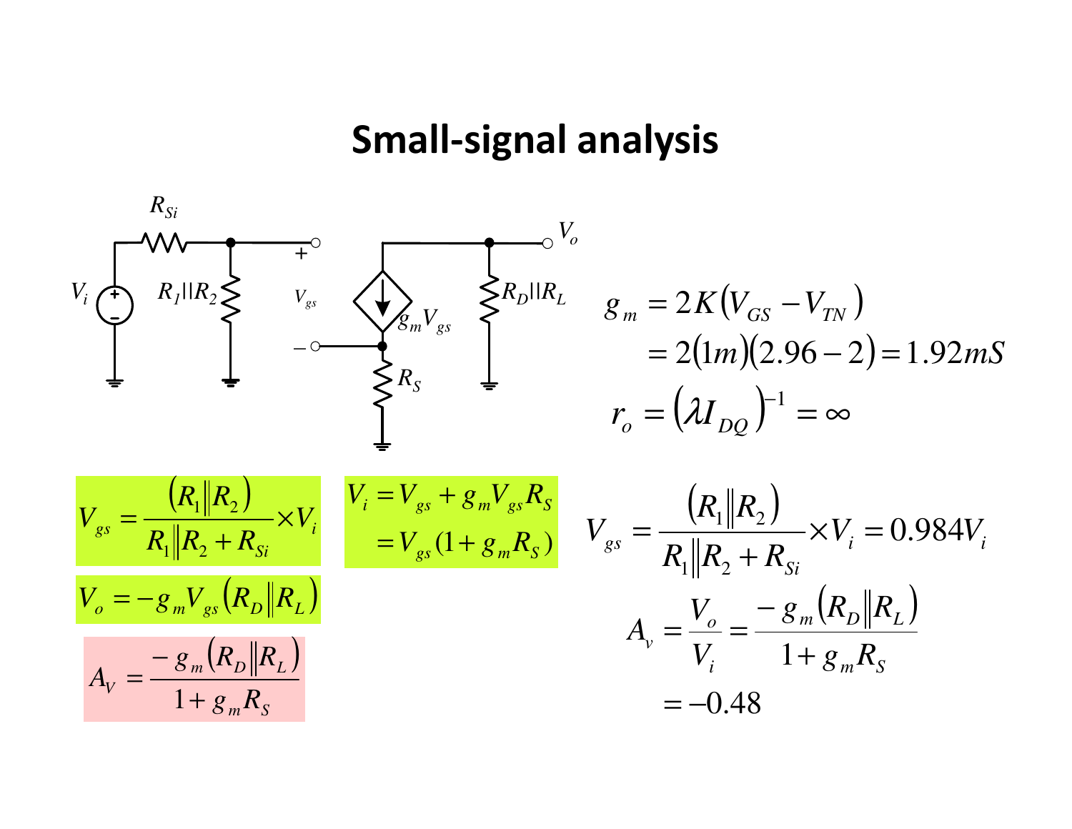# Small-signal analysis

$$g_m = 2K\left(V_{GS} - V_{TN}\right)$$
$$= 2(1m)(2.96 - 2) = 1.92mS$$

$$r_o = \left(\lambda I_{DQ}\right)^{-1} = \infty$$

$$V_{gs} = \frac{\left(R_1 \| R_2\right)}{R_1 \| R_2 + R_{Si}} \times V_i$$

$$V_i = V_{gs} + g_m V_{gs} R_S$$
$$= V_{gs}(1 + g_m R_S)$$

$$V_o = -g_m V_{gs}\left(R_D \| R_L\right)$$

$$A_V = \frac{-g_m\left(R_D \| R_L\right)}{1 + g_m R_S}$$

$$V_{gs} = \frac{\left(R_1 \| R_2\right)}{R_1 \| R_2 + R_{Si}} \times V_i = 0.984 V_i$$

$$A_v = \frac{V_o}{V_i} = \frac{-g_m\left(R_D \| R_L\right)}{1 + g_m R_S}$$
$$= -0.48$$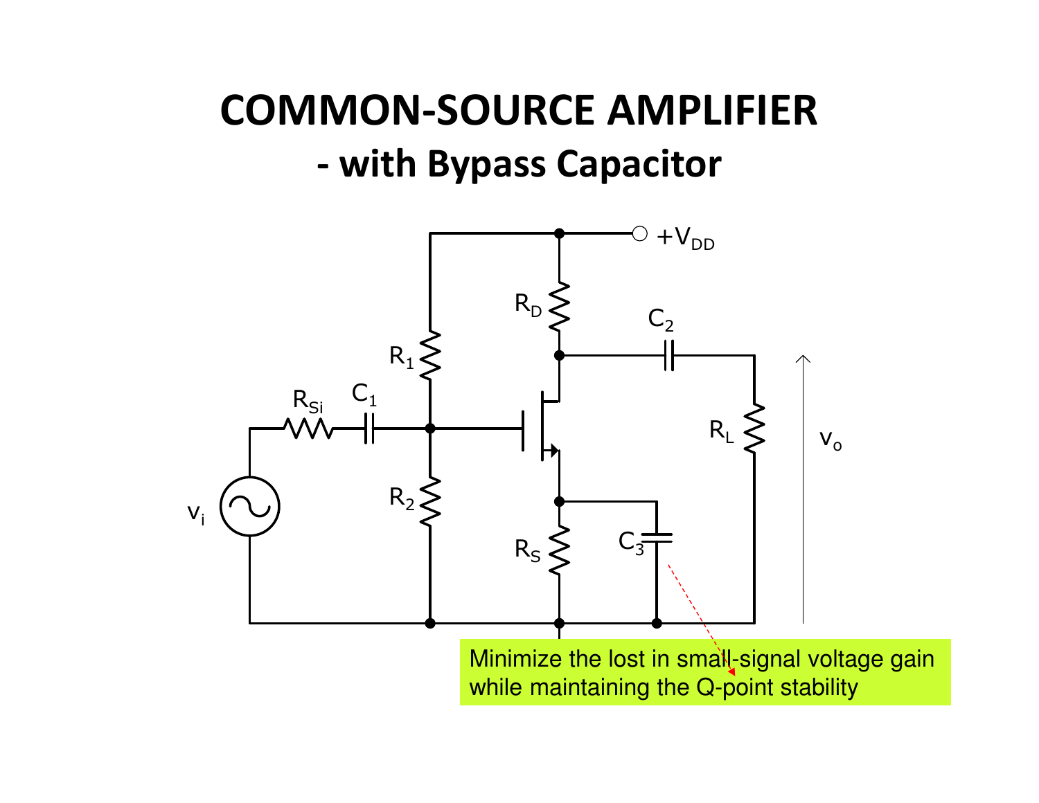# COMMON-SOURCE AMPLIFIER
## - with Bypass Capacitor

Minimize the lost in small-signal voltage gain while maintaining the Q-point stability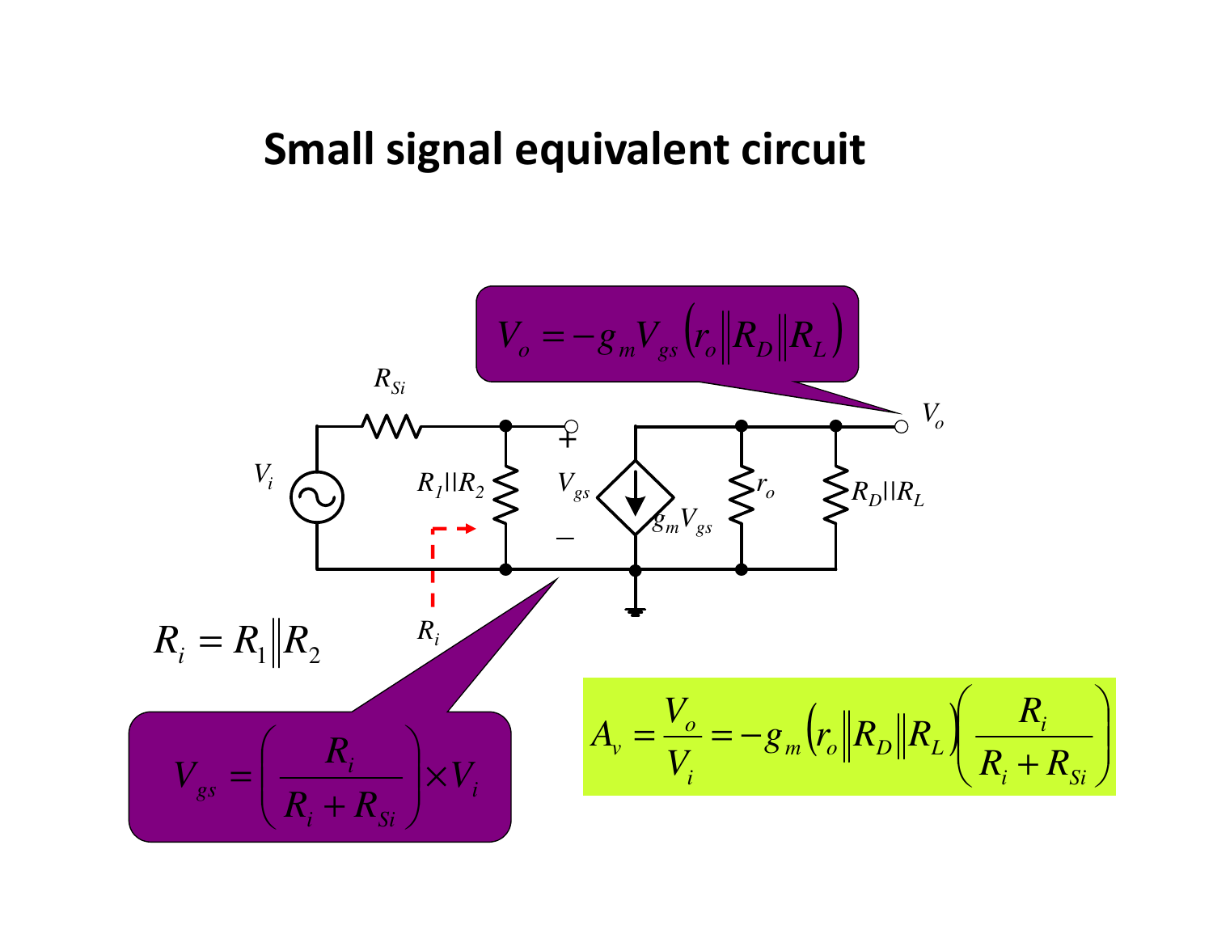# Small signal equivalent circuit

$$V_o = -g_m V_{gs}\left(r_o \| R_D \| R_L\right)$$

$R_{Si}$, $V_i$, $R_1||R_2$, $V_{gs}$, $g_m V_{gs}$, $r_o$, $R_D||R_L$, $V_o$, $R_i$

$$R_i = R_1 \| R_2$$

$$V_{gs} = \left(\frac{R_i}{R_i + R_{Si}}\right) \times V_i$$

$$A_v = \frac{V_o}{V_i} = -g_m\left(r_o \| R_D \| R_L\right)\left(\frac{R_i}{R_i + R_{Si}}\right)$$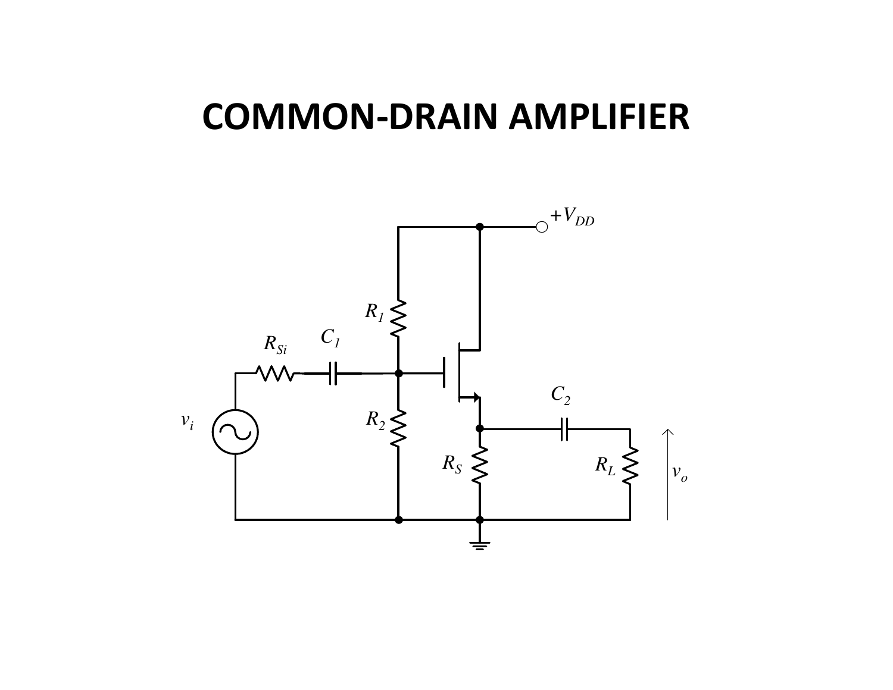# COMMON-DRAIN AMPLIFIER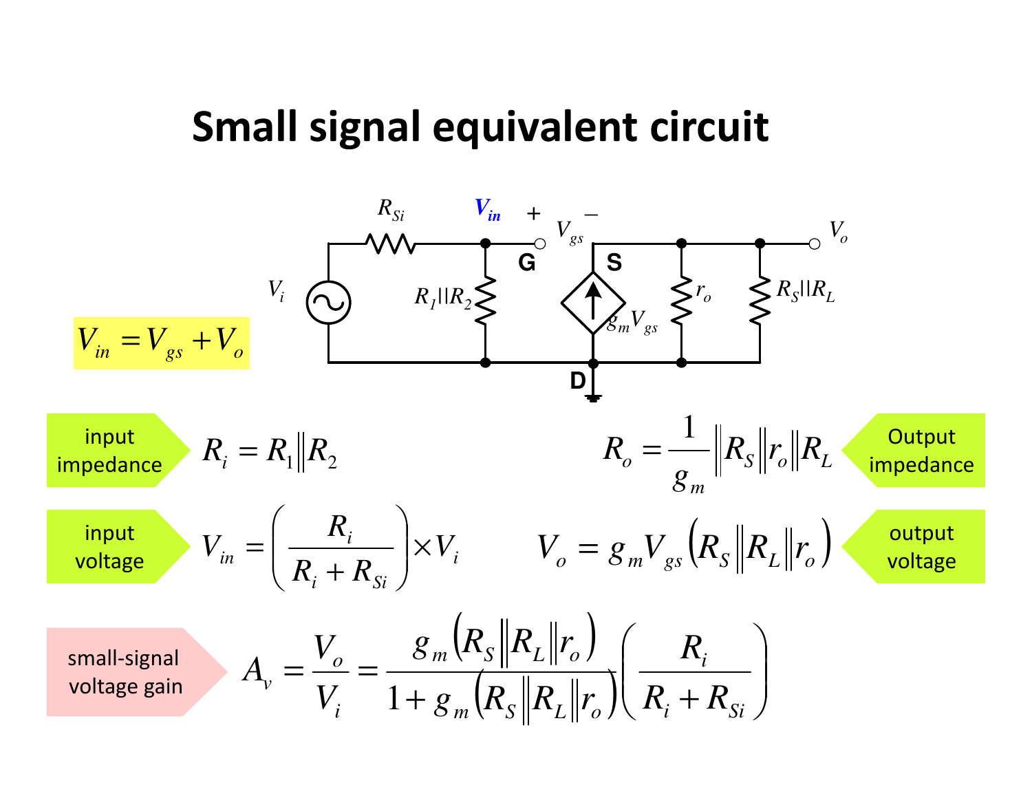# Small signal equivalent circuit

$R_{Si}$ $V_{in}$ $+$ $V_{gs}$ $-$ $V_o$

G S

$V_i$ $R_1||R_2$ $g_m V_{gs}$ $r_o$ $R_S||R_L$

D

$$V_{in} = V_{gs} + V_o$$

input impedance
$$R_i = R_1 \| R_2$$

Output impedance
$$R_o = \frac{1}{g_m} \| R_S \| r_o \| R_L$$

input voltage
$$V_{in} = \left( \frac{R_i}{R_i + R_{Si}} \right) \times V_i$$

output voltage
$$V_o = g_m V_{gs} \left( R_S \| R_L \| r_o \right)$$

small-signal voltage gain
$$A_v = \frac{V_o}{V_i} = \frac{g_m \left( R_S \| R_L \| r_o \right)}{1 + g_m \left( R_S \| R_L \| r_o \right)} \left( \frac{R_i}{R_i + R_{Si}} \right)$$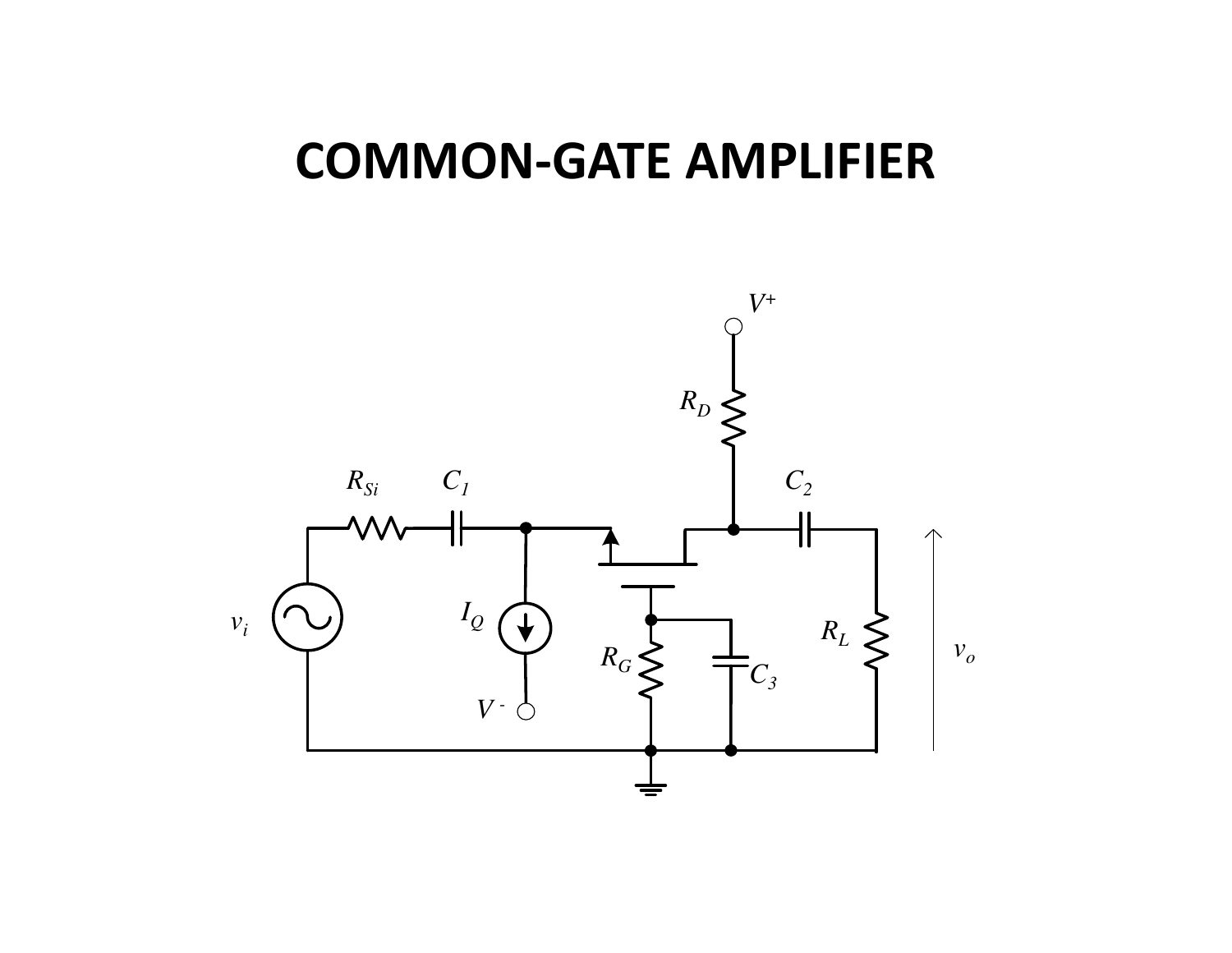# COMMON-GATE AMPLIFIER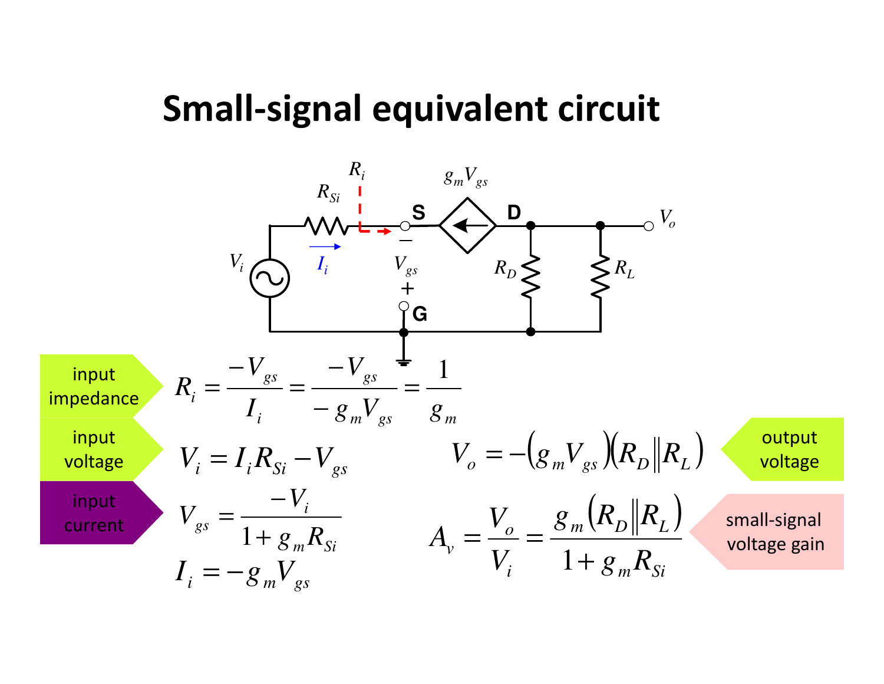# Small-signal equivalent circuit

input impedance

$$R_i = \frac{-V_{gs}}{I_i} = \frac{-V_{gs}}{-g_m V_{gs}} = \frac{1}{g_m}$$

input voltage

$$V_i = I_i R_{Si} - V_{gs}$$

input current

$$V_{gs} = \frac{-V_i}{1 + g_m R_{Si}}$$

$$I_i = -g_m V_{gs}$$

output voltage

$$V_o = -\left(g_m V_{gs}\right)\left(R_D \| R_L\right)$$

small-signal voltage gain

$$A_v = \frac{V_o}{V_i} = \frac{g_m \left(R_D \| R_L\right)}{1 + g_m R_{Si}}$$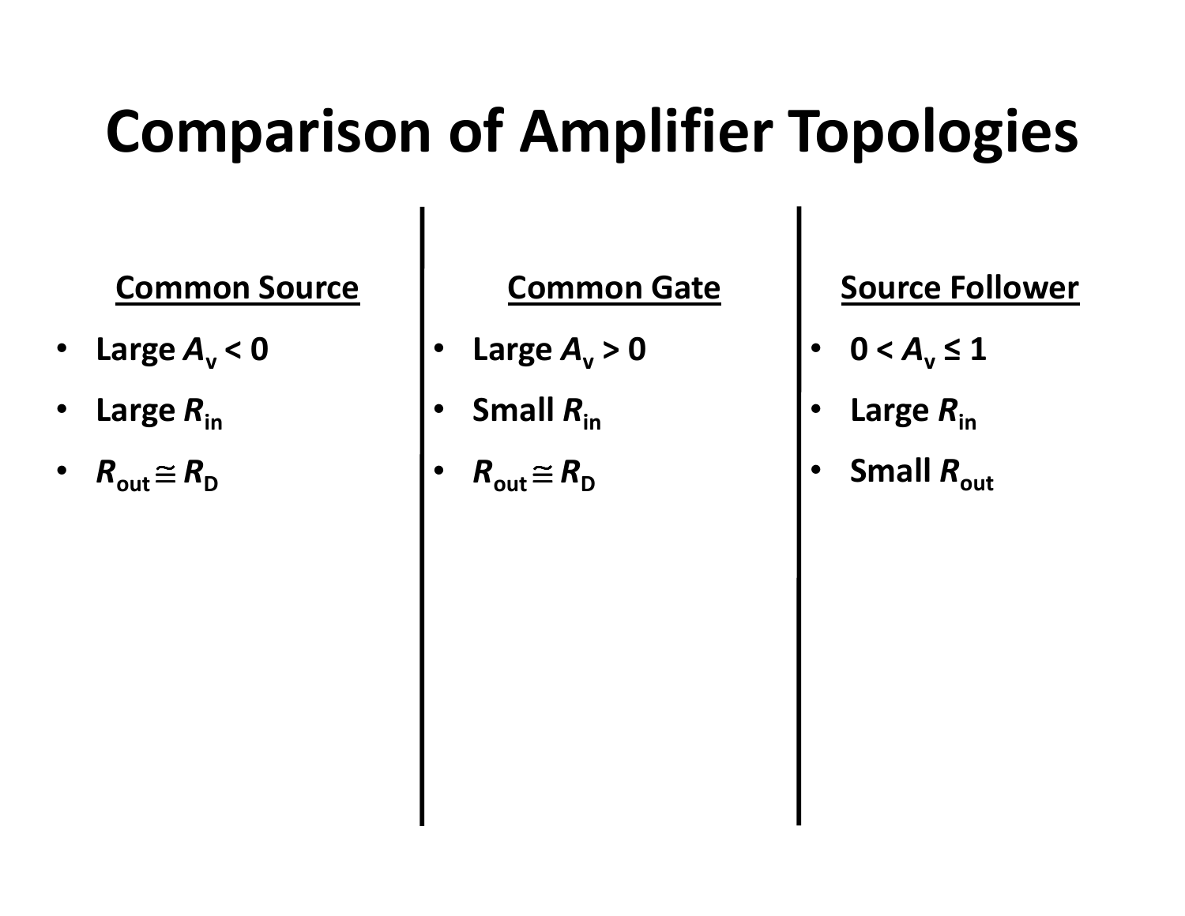# Comparison of Amplifier Topologies

### Common Source

- **Large $A_v < 0$**
- **Large $R_{in}$**
- $R_{out} \cong R_D$

### Common Gate

- **Large $A_v > 0$**
- **Small $R_{in}$**
- $R_{out} \cong R_D$

### Source Follower

- $0 < A_v \leq 1$
- **Large $R_{in}$**
- **Small $R_{out}$**